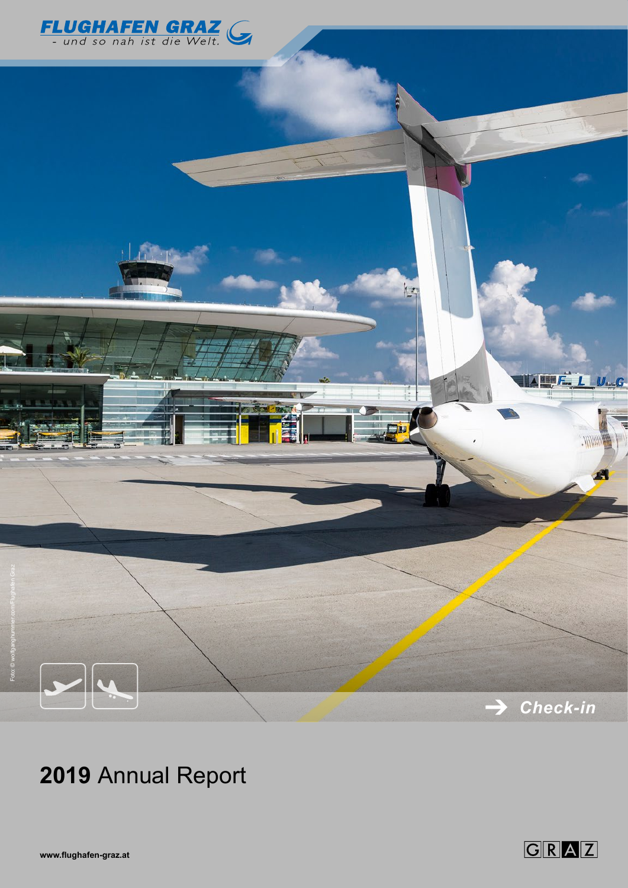**FLUGHAFEN GRAZ**
- und so nah ist die Welt.

Foto: © wolfganghummer.com/Flughafen Graz

→ Check-in

# **2019** Annual Report

**www.flughafen-graz.at**

GRAZ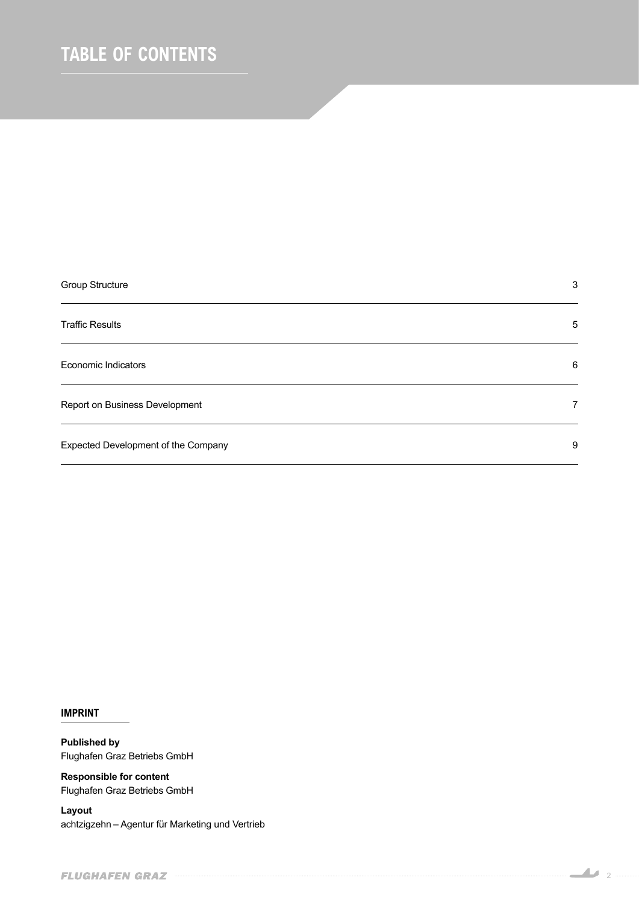# TABLE OF CONTENTS

| | |
|---|---|
| Group Structure | 3 |
| Traffic Results | 5 |
| Economic Indicators | 6 |
| Report on Business Development | 7 |
| Expected Development of the Company | 9 |

## IMPRINT

**Published by**
Flughafen Graz Betriebs GmbH

**Responsible for content**
Flughafen Graz Betriebs GmbH

**Layout**
achtzigzehn – Agentur für Marketing und Vertrieb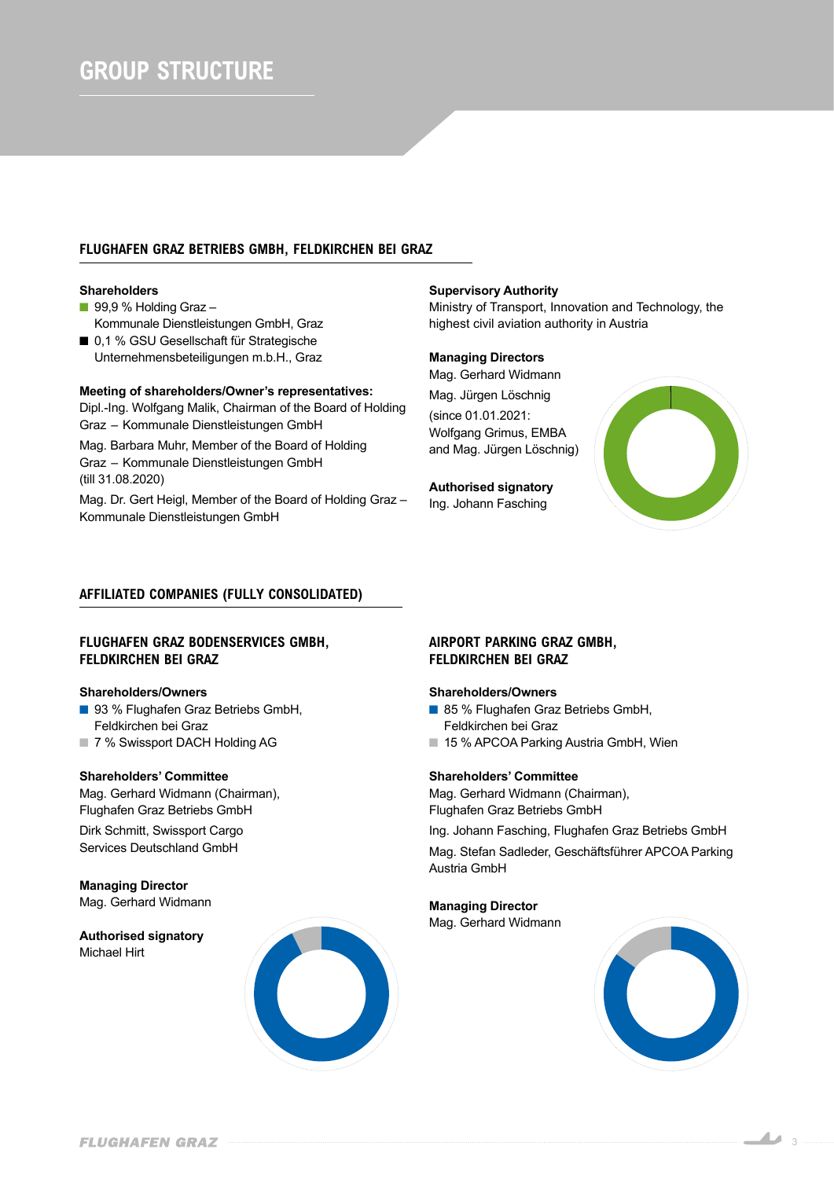# GROUP STRUCTURE

## FLUGHAFEN GRAZ BETRIEBS GMBH, FELDKIRCHEN BEI GRAZ

**Shareholders**

- 99,9 % Holding Graz – Kommunale Dienstleistungen GmbH, Graz
- 0,1 % GSU Gesellschaft für Strategische Unternehmensbeteiligungen m.b.H., Graz

**Meeting of shareholders/Owner's representatives:**

Dipl.-Ing. Wolfgang Malik, Chairman of the Board of Holding Graz – Kommunale Dienstleistungen GmbH

Mag. Barbara Muhr, Member of the Board of Holding Graz – Kommunale Dienstleistungen GmbH (till 31.08.2020)

Mag. Dr. Gert Heigl, Member of the Board of Holding Graz – Kommunale Dienstleistungen GmbH

**Supervisory Authority**

Ministry of Transport, Innovation and Technology, the highest civil aviation authority in Austria

**Managing Directors**

Mag. Gerhard Widmann

Mag. Jürgen Löschnig

(since 01.01.2021: Wolfgang Grimus, EMBA and Mag. Jürgen Löschnig)

**Authorised signatory**

Ing. Johann Fasching

## AFFILIATED COMPANIES (FULLY CONSOLIDATED)

### FLUGHAFEN GRAZ BODENSERVICES GMBH, FELDKIRCHEN BEI GRAZ

**Shareholders/Owners**

- 93 % Flughafen Graz Betriebs GmbH, Feldkirchen bei Graz
- 7 % Swissport DACH Holding AG

**Shareholders' Committee**

Mag. Gerhard Widmann (Chairman), Flughafen Graz Betriebs GmbH

Dirk Schmitt, Swissport Cargo Services Deutschland GmbH

**Managing Director**

Mag. Gerhard Widmann

**Authorised signatory**

Michael Hirt

### AIRPORT PARKING GRAZ GMBH, FELDKIRCHEN BEI GRAZ

**Shareholders/Owners**

- 85 % Flughafen Graz Betriebs GmbH, Feldkirchen bei Graz
- 15 % APCOA Parking Austria GmbH, Wien

**Shareholders' Committee**

Mag. Gerhard Widmann (Chairman), Flughafen Graz Betriebs GmbH

Ing. Johann Fasching, Flughafen Graz Betriebs GmbH

Mag. Stefan Sadleder, Geschäftsführer APCOA Parking Austria GmbH

**Managing Director**

Mag. Gerhard Widmann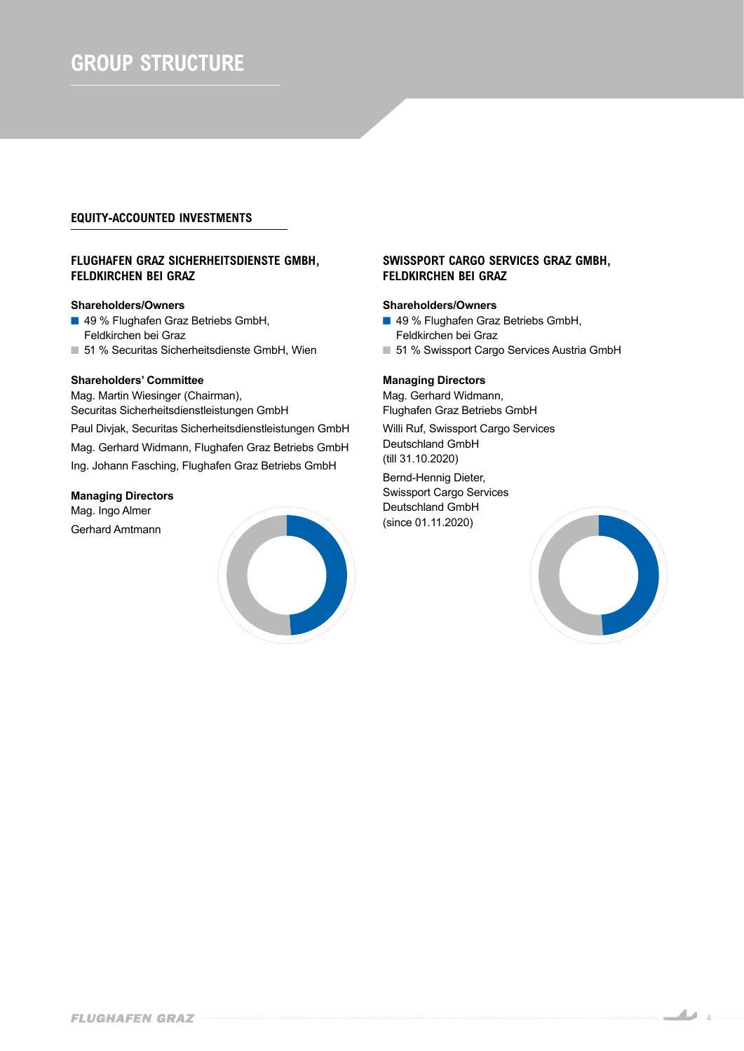# GROUP STRUCTURE

## EQUITY-ACCOUNTED INVESTMENTS

### FLUGHAFEN GRAZ SICHERHEITSDIENSTE GMBH, FELDKIRCHEN BEI GRAZ

**Shareholders/Owners**

- 49 % Flughafen Graz Betriebs GmbH, Feldkirchen bei Graz
- 51 % Securitas Sicherheitsdienste GmbH, Wien

**Shareholders' Committee**

Mag. Martin Wiesinger (Chairman), Securitas Sicherheitsdienstleistungen GmbH

Paul Divjak, Securitas Sicherheitsdienstleistungen GmbH

Mag. Gerhard Widmann, Flughafen Graz Betriebs GmbH

Ing. Johann Fasching, Flughafen Graz Betriebs GmbH

**Managing Directors**

Mag. Ingo Almer

Gerhard Amtmann

### SWISSPORT CARGO SERVICES GRAZ GMBH, FELDKIRCHEN BEI GRAZ

**Shareholders/Owners**

- 49 % Flughafen Graz Betriebs GmbH, Feldkirchen bei Graz
- 51 % Swissport Cargo Services Austria GmbH

**Managing Directors**

Mag. Gerhard Widmann, Flughafen Graz Betriebs GmbH

Willi Ruf, Swissport Cargo Services Deutschland GmbH (till 31.10.2020)

Bernd-Hennig Dieter, Swissport Cargo Services Deutschland GmbH (since 01.11.2020)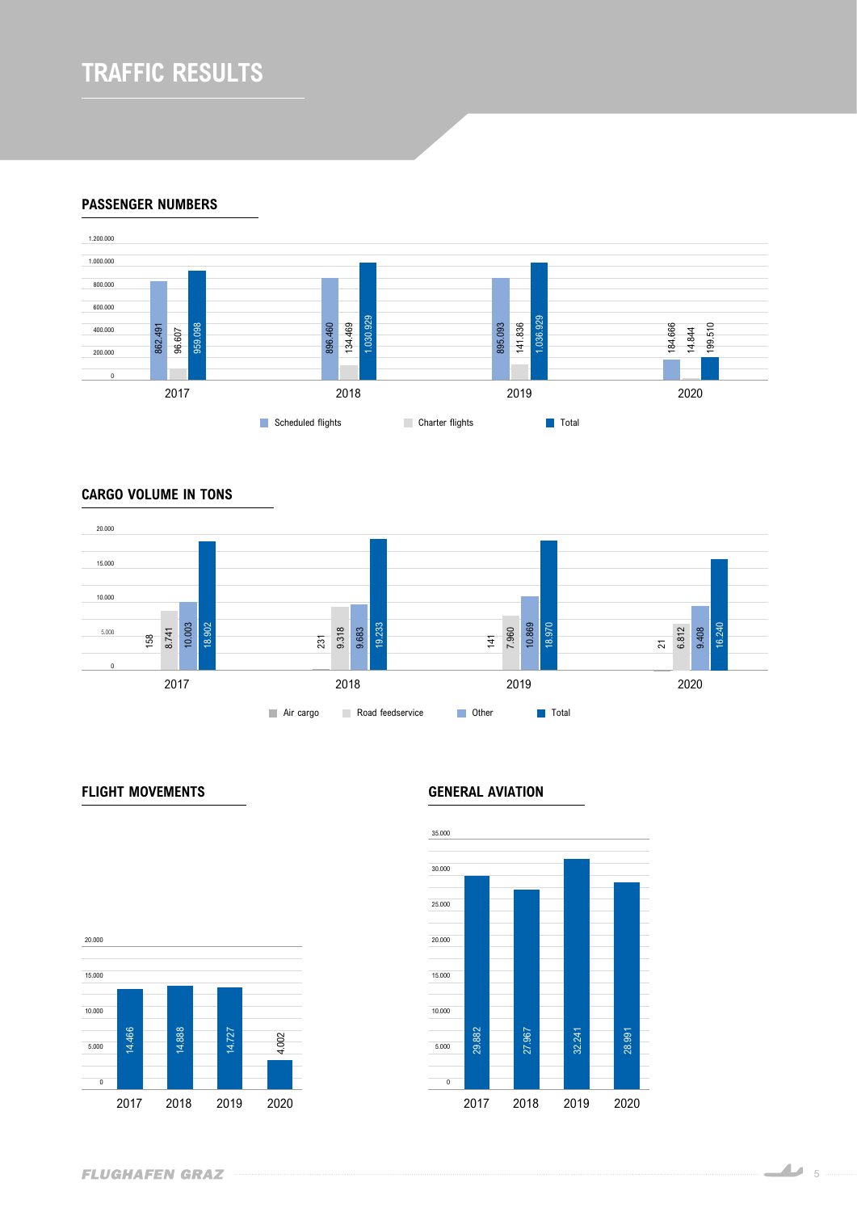# TRAFFIC RESULTS

## PASSENGER NUMBERS

| | 2017 | 2018 | 2019 | 2020 |
|---|---|---|---|---|
| Scheduled flights | 862.491 | 896.460 | 895.093 | 184.666 |
| Charter flights | 96.607 | 134.469 | 141.836 | 14.844 |
| Total | 959.098 | 1.030.929 | 1.036.929 | 199.510 |

## CARGO VOLUME IN TONS

| | 2017 | 2018 | 2019 | 2020 |
|---|---|---|---|---|
| Air cargo | 158 | 231 | 141 | 21 |
| Road feedservice | 8.741 | 9.318 | 7.960 | 6.812 |
| Other | 10.003 | 9.683 | 10.869 | 9.408 |
| Total | 18.902 | 19.233 | 18.970 | 16.240 |

## FLIGHT MOVEMENTS

| 2017 | 2018 | 2019 | 2020 |
|---|---|---|---|
| 14.466 | 14.888 | 14.727 | 4.002 |

## GENERAL AVIATION

| 2017 | 2018 | 2019 | 2020 |
|---|---|---|---|
| 29.882 | 27.967 | 32.241 | 28.991 |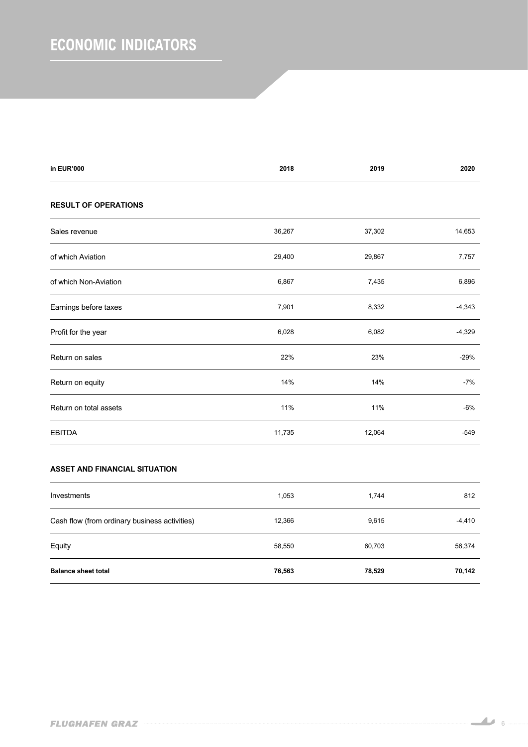# ECONOMIC INDICATORS

| in EUR'000 | 2018 | 2019 | 2020 |
|---|---|---|---|
| **RESULT OF OPERATIONS** | | | |
| Sales revenue | 36,267 | 37,302 | 14,653 |
| of which Aviation | 29,400 | 29,867 | 7,757 |
| of which Non-Aviation | 6,867 | 7,435 | 6,896 |
| Earnings before taxes | 7,901 | 8,332 | -4,343 |
| Profit for the year | 6,028 | 6,082 | -4,329 |
| Return on sales | 22% | 23% | -29% |
| Return on equity | 14% | 14% | -7% |
| Return on total assets | 11% | 11% | -6% |
| EBITDA | 11,735 | 12,064 | -549 |
| **ASSET AND FINANCIAL SITUATION** | | | |
| Investments | 1,053 | 1,744 | 812 |
| Cash flow (from ordinary business activities) | 12,366 | 9,615 | -4,410 |
| Equity | 58,550 | 60,703 | 56,374 |
| **Balance sheet total** | **76,563** | **78,529** | **70,142** |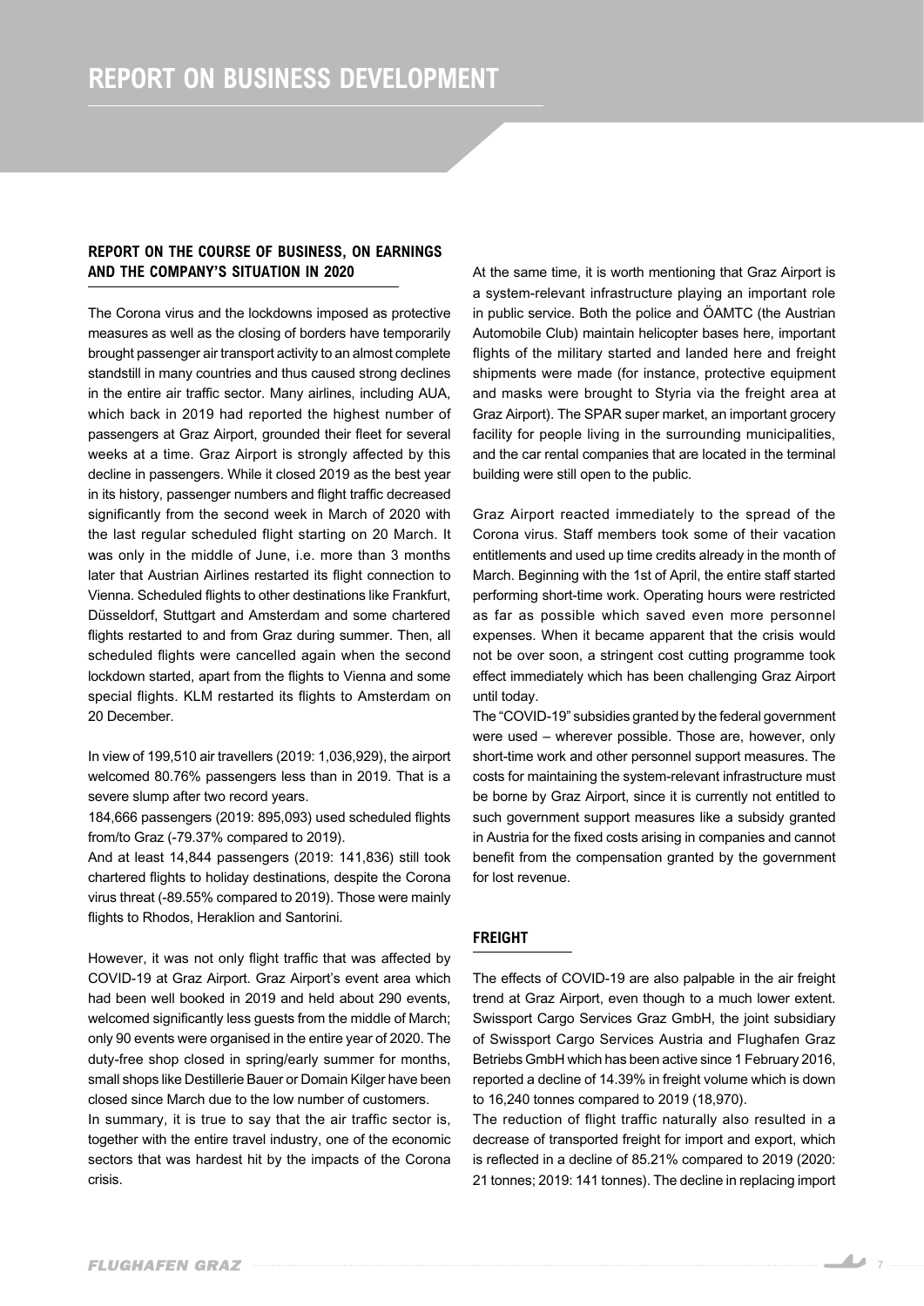# REPORT ON BUSINESS DEVELOPMENT

## REPORT ON THE COURSE OF BUSINESS, ON EARNINGS AND THE COMPANY'S SITUATION IN 2020

The Corona virus and the lockdowns imposed as protective measures as well as the closing of borders have temporarily brought passenger air transport activity to an almost complete standstill in many countries and thus caused strong declines in the entire air traffic sector. Many airlines, including AUA, which back in 2019 had reported the highest number of passengers at Graz Airport, grounded their fleet for several weeks at a time. Graz Airport is strongly affected by this decline in passengers. While it closed 2019 as the best year in its history, passenger numbers and flight traffic decreased significantly from the second week in March of 2020 with the last regular scheduled flight starting on 20 March. It was only in the middle of June, i.e. more than 3 months later that Austrian Airlines restarted its flight connection to Vienna. Scheduled flights to other destinations like Frankfurt, Düsseldorf, Stuttgart and Amsterdam and some chartered flights restarted to and from Graz during summer. Then, all scheduled flights were cancelled again when the second lockdown started, apart from the flights to Vienna and some special flights. KLM restarted its flights to Amsterdam on 20 December.

In view of 199,510 air travellers (2019: 1,036,929), the airport welcomed 80.76% passengers less than in 2019. That is a severe slump after two record years.

184,666 passengers (2019: 895,093) used scheduled flights from/to Graz (-79.37% compared to 2019).

And at least 14,844 passengers (2019: 141,836) still took chartered flights to holiday destinations, despite the Corona virus threat (-89.55% compared to 2019). Those were mainly flights to Rhodos, Heraklion and Santorini.

However, it was not only flight traffic that was affected by COVID-19 at Graz Airport. Graz Airport's event area which had been well booked in 2019 and held about 290 events, welcomed significantly less guests from the middle of March; only 90 events were organised in the entire year of 2020. The duty-free shop closed in spring/early summer for months, small shops like Destillerie Bauer or Domain Kilger have been closed since March due to the low number of customers.

In summary, it is true to say that the air traffic sector is, together with the entire travel industry, one of the economic sectors that was hardest hit by the impacts of the Corona crisis.

At the same time, it is worth mentioning that Graz Airport is a system-relevant infrastructure playing an important role in public service. Both the police and ÖAMTC (the Austrian Automobile Club) maintain helicopter bases here, important flights of the military started and landed here and freight shipments were made (for instance, protective equipment and masks were brought to Styria via the freight area at Graz Airport). The SPAR super market, an important grocery facility for people living in the surrounding municipalities, and the car rental companies that are located in the terminal building were still open to the public.

Graz Airport reacted immediately to the spread of the Corona virus. Staff members took some of their vacation entitlements and used up time credits already in the month of March. Beginning with the 1st of April, the entire staff started performing short-time work. Operating hours were restricted as far as possible which saved even more personnel expenses. When it became apparent that the crisis would not be over soon, a stringent cost cutting programme took effect immediately which has been challenging Graz Airport until today.

The "COVID-19" subsidies granted by the federal government were used – wherever possible. Those are, however, only short-time work and other personnel support measures. The costs for maintaining the system-relevant infrastructure must be borne by Graz Airport, since it is currently not entitled to such government support measures like a subsidy granted in Austria for the fixed costs arising in companies and cannot benefit from the compensation granted by the government for lost revenue.

## FREIGHT

The effects of COVID-19 are also palpable in the air freight trend at Graz Airport, even though to a much lower extent. Swissport Cargo Services Graz GmbH, the joint subsidiary of Swissport Cargo Services Austria and Flughafen Graz Betriebs GmbH which has been active since 1 February 2016, reported a decline of 14.39% in freight volume which is down to 16,240 tonnes compared to 2019 (18,970).

The reduction of flight traffic naturally also resulted in a decrease of transported freight for import and export, which is reflected in a decline of 85.21% compared to 2019 (2020: 21 tonnes; 2019: 141 tonnes). The decline in replacing import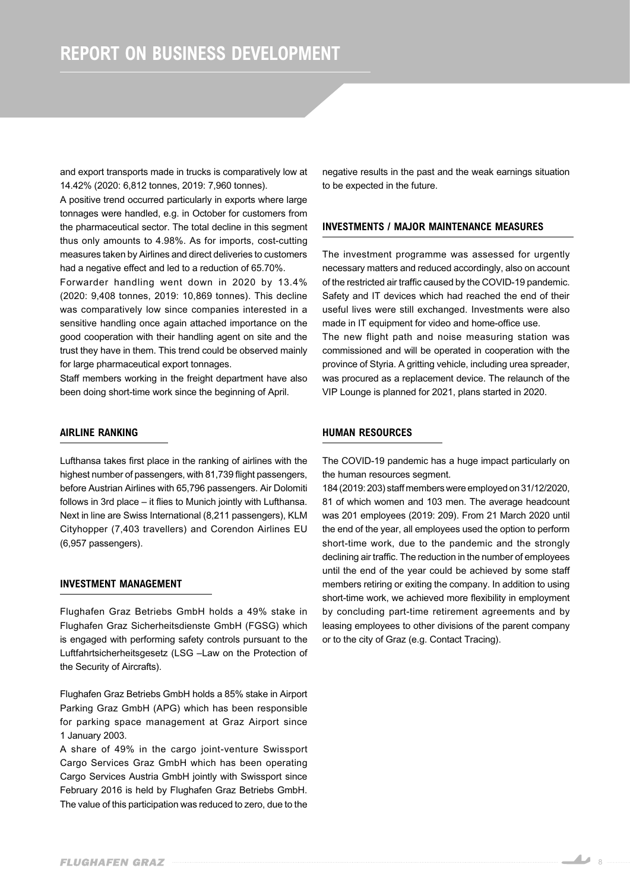# REPORT ON BUSINESS DEVELOPMENT

and export transports made in trucks is comparatively low at 14.42% (2020: 6,812 tonnes, 2019: 7,960 tonnes).

A positive trend occurred particularly in exports where large tonnages were handled, e.g. in October for customers from the pharmaceutical sector. The total decline in this segment thus only amounts to 4.98%. As for imports, cost-cutting measures taken by Airlines and direct deliveries to customers had a negative effect and led to a reduction of 65.70%.

Forwarder handling went down in 2020 by 13.4% (2020: 9,408 tonnes, 2019: 10,869 tonnes). This decline was comparatively low since companies interested in a sensitive handling once again attached importance on the good cooperation with their handling agent on site and the trust they have in them. This trend could be observed mainly for large pharmaceutical export tonnages.

Staff members working in the freight department have also been doing short-time work since the beginning of April.

## AIRLINE RANKING

Lufthansa takes first place in the ranking of airlines with the highest number of passengers, with 81,739 flight passengers, before Austrian Airlines with 65,796 passengers. Air Dolomiti follows in 3rd place – it flies to Munich jointly with Lufthansa. Next in line are Swiss International (8,211 passengers), KLM Cityhopper (7,403 travellers) and Corendon Airlines EU (6,957 passengers).

## INVESTMENT MANAGEMENT

Flughafen Graz Betriebs GmbH holds a 49% stake in Flughafen Graz Sicherheitsdienste GmbH (FGSG) which is engaged with performing safety controls pursuant to the Luftfahrtsicherheitsgesetz (LSG –Law on the Protection of the Security of Aircrafts).

Flughafen Graz Betriebs GmbH holds a 85% stake in Airport Parking Graz GmbH (APG) which has been responsible for parking space management at Graz Airport since 1 January 2003.

A share of 49% in the cargo joint-venture Swissport Cargo Services Graz GmbH which has been operating Cargo Services Austria GmbH jointly with Swissport since February 2016 is held by Flughafen Graz Betriebs GmbH. The value of this participation was reduced to zero, due to the negative results in the past and the weak earnings situation to be expected in the future.

## INVESTMENTS / MAJOR MAINTENANCE MEASURES

The investment programme was assessed for urgently necessary matters and reduced accordingly, also on account of the restricted air traffic caused by the COVID-19 pandemic. Safety and IT devices which had reached the end of their useful lives were still exchanged. Investments were also made in IT equipment for video and home-office use.

The new flight path and noise measuring station was commissioned and will be operated in cooperation with the province of Styria. A gritting vehicle, including urea spreader, was procured as a replacement device. The relaunch of the VIP Lounge is planned for 2021, plans started in 2020.

## HUMAN RESOURCES

The COVID-19 pandemic has a huge impact particularly on the human resources segment.

184 (2019: 203) staff members were employed on 31/12/2020, 81 of which women and 103 men. The average headcount was 201 employees (2019: 209). From 21 March 2020 until the end of the year, all employees used the option to perform short-time work, due to the pandemic and the strongly declining air traffic. The reduction in the number of employees until the end of the year could be achieved by some staff members retiring or exiting the company. In addition to using short-time work, we achieved more flexibility in employment by concluding part-time retirement agreements and by leasing employees to other divisions of the parent company or to the city of Graz (e.g. Contact Tracing).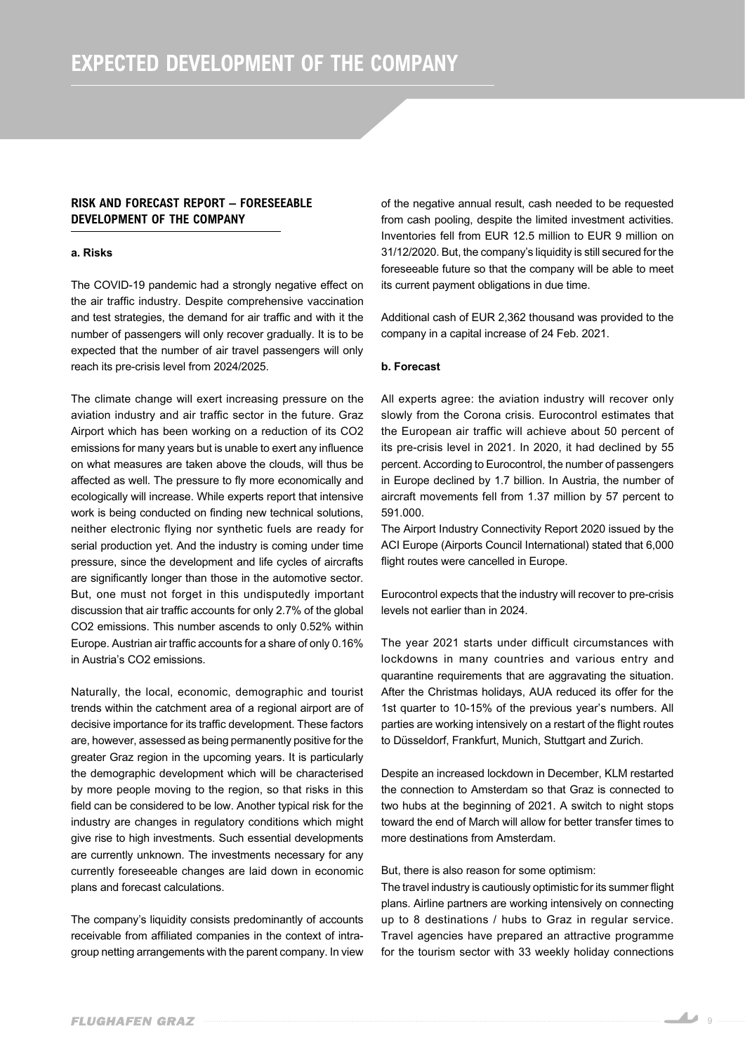# EXPECTED DEVELOPMENT OF THE COMPANY

## RISK AND FORECAST REPORT – FORESEEABLE DEVELOPMENT OF THE COMPANY

### a. Risks

The COVID-19 pandemic had a strongly negative effect on the air traffic industry. Despite comprehensive vaccination and test strategies, the demand for air traffic and with it the number of passengers will only recover gradually. It is to be expected that the number of air travel passengers will only reach its pre-crisis level from 2024/2025.

The climate change will exert increasing pressure on the aviation industry and air traffic sector in the future. Graz Airport which has been working on a reduction of its $CO_2$ emissions for many years but is unable to exert any influence on what measures are taken above the clouds, will thus be affected as well. The pressure to fly more economically and ecologically will increase. While experts report that intensive work is being conducted on finding new technical solutions, neither electronic flying nor synthetic fuels are ready for serial production yet. And the industry is coming under time pressure, since the development and life cycles of aircrafts are significantly longer than those in the automotive sector. But, one must not forget in this undisputedly important discussion that air traffic accounts for only 2.7% of the global $CO_2$ emissions. This number ascends to only 0.52% within Europe. Austrian air traffic accounts for a share of only 0.16% in Austria's $CO_2$ emissions.

Naturally, the local, economic, demographic and tourist trends within the catchment area of a regional airport are of decisive importance for its traffic development. These factors are, however, assessed as being permanently positive for the greater Graz region in the upcoming years. It is particularly the demographic development which will be characterised by more people moving to the region, so that risks in this field can be considered to be low. Another typical risk for the industry are changes in regulatory conditions which might give rise to high investments. Such essential developments are currently unknown. The investments necessary for any currently foreseeable changes are laid down in economic plans and forecast calculations.

The company's liquidity consists predominantly of accounts receivable from affiliated companies in the context of intra-group netting arrangements with the parent company. In view of the negative annual result, cash needed to be requested from cash pooling, despite the limited investment activities. Inventories fell from EUR 12.5 million to EUR 9 million on 31/12/2020. But, the company's liquidity is still secured for the foreseeable future so that the company will be able to meet its current payment obligations in due time.

Additional cash of EUR 2,362 thousand was provided to the company in a capital increase of 24 Feb. 2021.

### b. Forecast

All experts agree: the aviation industry will recover only slowly from the Corona crisis. Eurocontrol estimates that the European air traffic will achieve about 50 percent of its pre-crisis level in 2021. In 2020, it had declined by 55 percent. According to Eurocontrol, the number of passengers in Europe declined by 1.7 billion. In Austria, the number of aircraft movements fell from 1.37 million by 57 percent to 591.000.

The Airport Industry Connectivity Report 2020 issued by the ACI Europe (Airports Council International) stated that 6,000 flight routes were cancelled in Europe.

Eurocontrol expects that the industry will recover to pre-crisis levels not earlier than in 2024.

The year 2021 starts under difficult circumstances with lockdowns in many countries and various entry and quarantine requirements that are aggravating the situation. After the Christmas holidays, AUA reduced its offer for the 1st quarter to 10-15% of the previous year's numbers. All parties are working intensively on a restart of the flight routes to Düsseldorf, Frankfurt, Munich, Stuttgart and Zurich.

Despite an increased lockdown in December, KLM restarted the connection to Amsterdam so that Graz is connected to two hubs at the beginning of 2021. A switch to night stops toward the end of March will allow for better transfer times to more destinations from Amsterdam.

But, there is also reason for some optimism:

The travel industry is cautiously optimistic for its summer flight plans. Airline partners are working intensively on connecting up to 8 destinations / hubs to Graz in regular service. Travel agencies have prepared an attractive programme for the tourism sector with 33 weekly holiday connections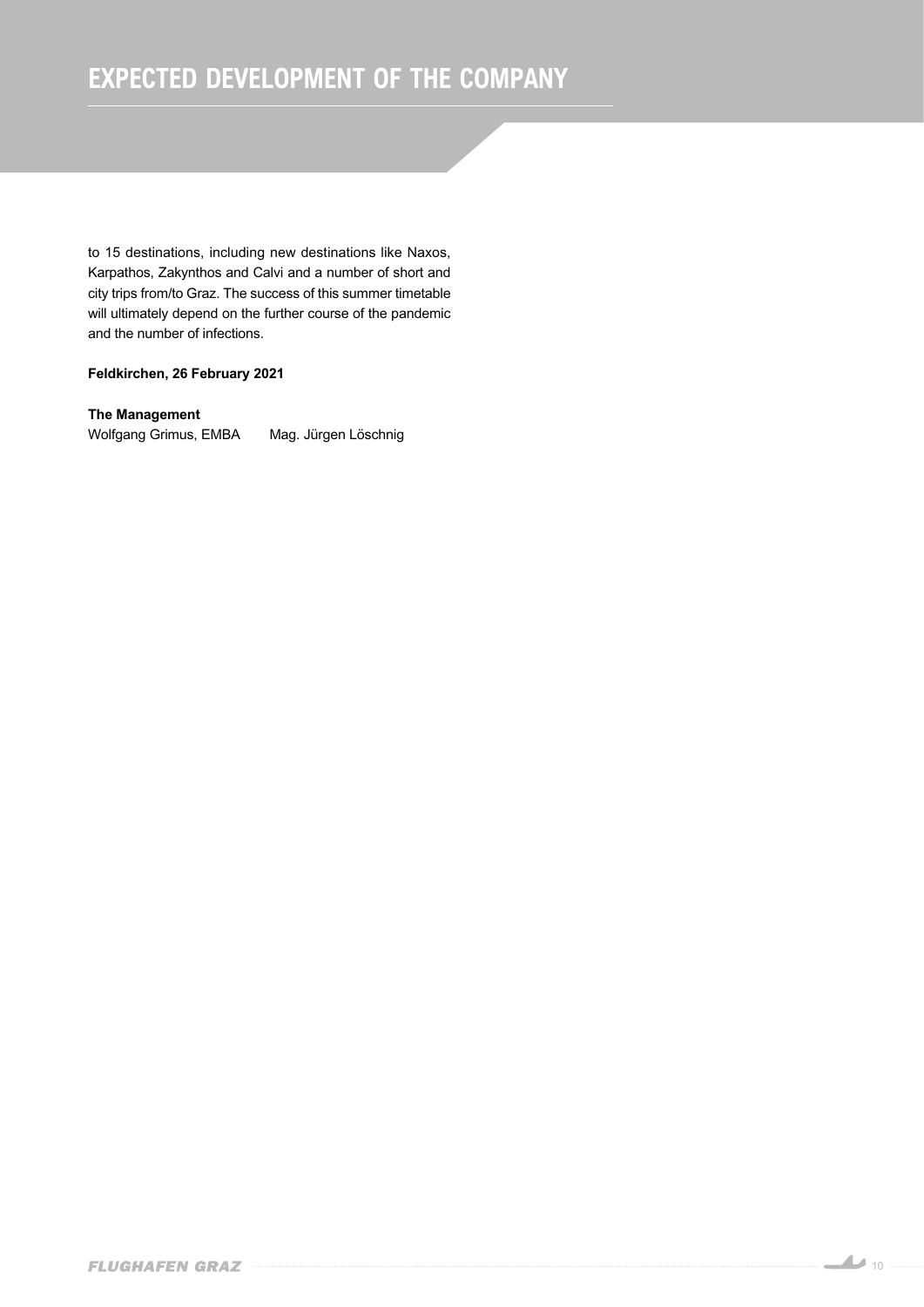# EXPECTED DEVELOPMENT OF THE COMPANY

to 15 destinations, including new destinations like Naxos, Karpathos, Zakynthos and Calvi and a number of short and city trips from/to Graz. The success of this summer timetable will ultimately depend on the further course of the pandemic and the number of infections.

**Feldkirchen, 26 February 2021**

**The Management**
Wolfgang Grimus, EMBA    Mag. Jürgen Löschnig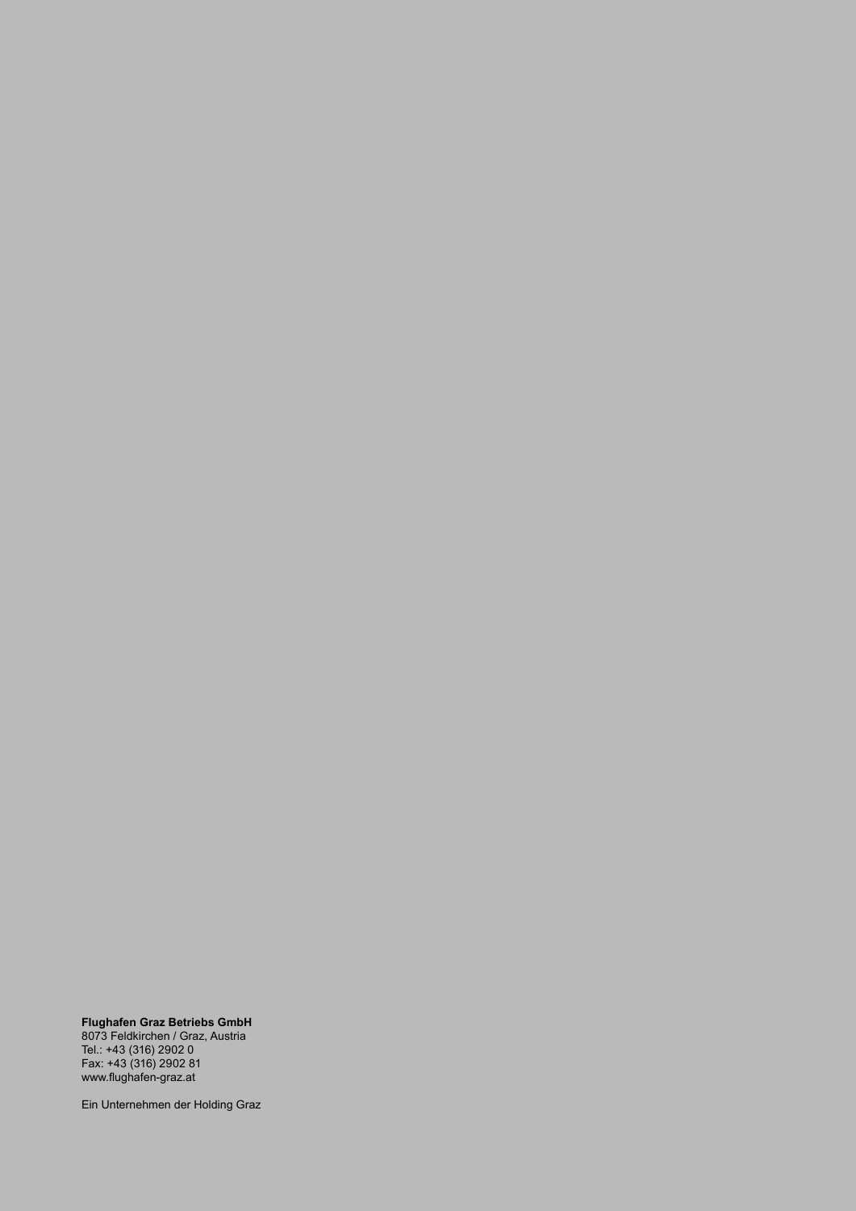**Flughafen Graz Betriebs GmbH**
8073 Feldkirchen / Graz, Austria
Tel.: +43 (316) 2902 0
Fax: +43 (316) 2902 81
www.flughafen-graz.at

Ein Unternehmen der Holding Graz